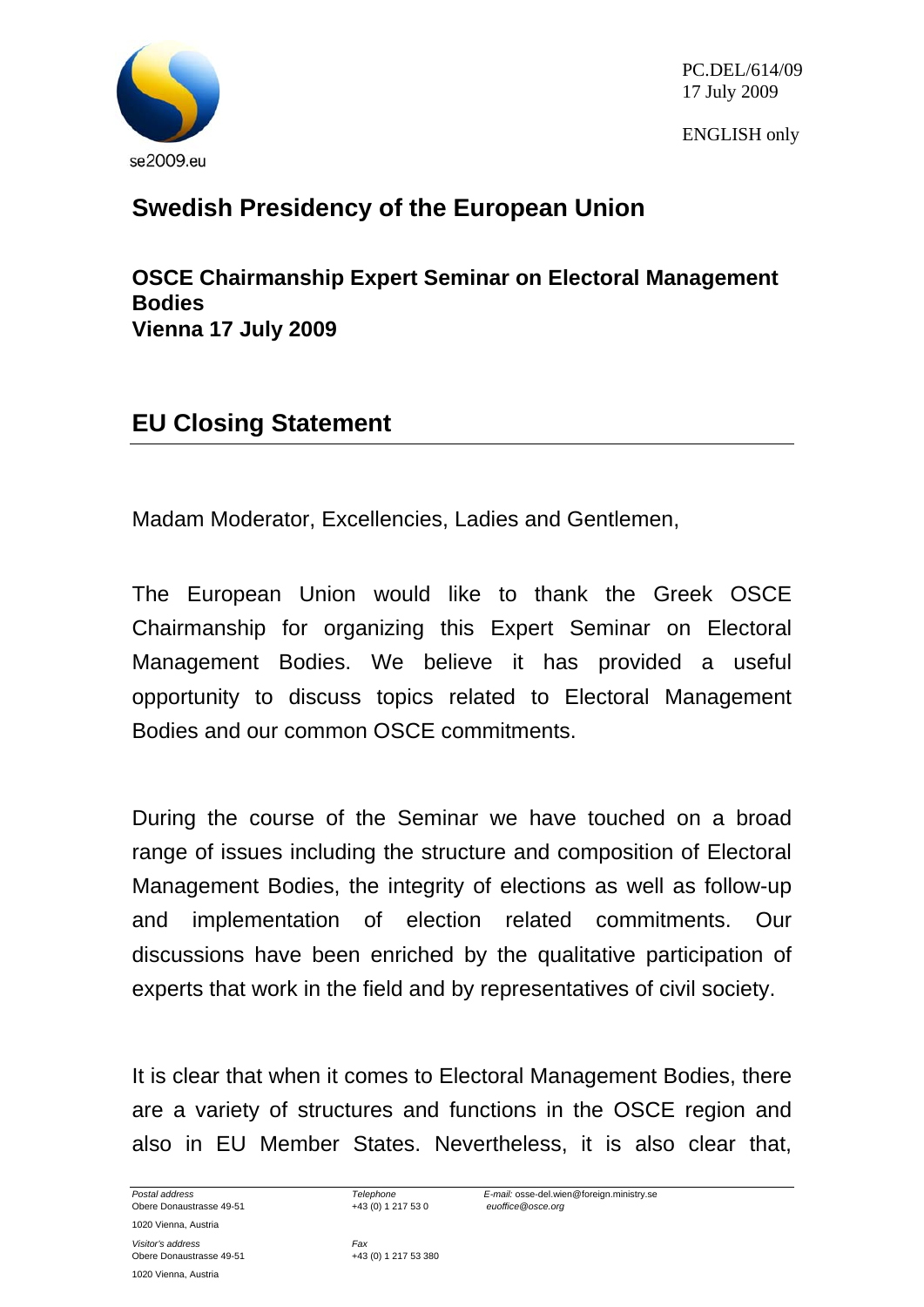PC.DEL/614/09
17 July 2009

ENGLISH only

se2009.eu

# Swedish Presidency of the European Union

**OSCE Chairmanship Expert Seminar on Electoral Management Bodies**
**Vienna 17 July 2009**

## EU Closing Statement

Madam Moderator, Excellencies, Ladies and Gentlemen,

The European Union would like to thank the Greek OSCE Chairmanship for organizing this Expert Seminar on Electoral Management Bodies. We believe it has provided a useful opportunity to discuss topics related to Electoral Management Bodies and our common OSCE commitments.

During the course of the Seminar we have touched on a broad range of issues including the structure and composition of Electoral Management Bodies, the integrity of elections as well as follow-up and implementation of election related commitments. Our discussions have been enriched by the qualitative participation of experts that work in the field and by representatives of civil society.

It is clear that when it comes to Electoral Management Bodies, there are a variety of structures and functions in the OSCE region and also in EU Member States. Nevertheless, it is also clear that,

*Postal address*
Obere Donaustrasse 49-51
1020 Vienna, Austria

*Visitor's address*
Obere Donaustrasse 49-51
1020 Vienna, Austria

*Telephone*
+43 (0) 1 217 53 0

*Fax*
+43 (0) 1 217 53 380

*E-mail:* osse-del.wien@foreign.ministry.se
*euoffice@osce.org*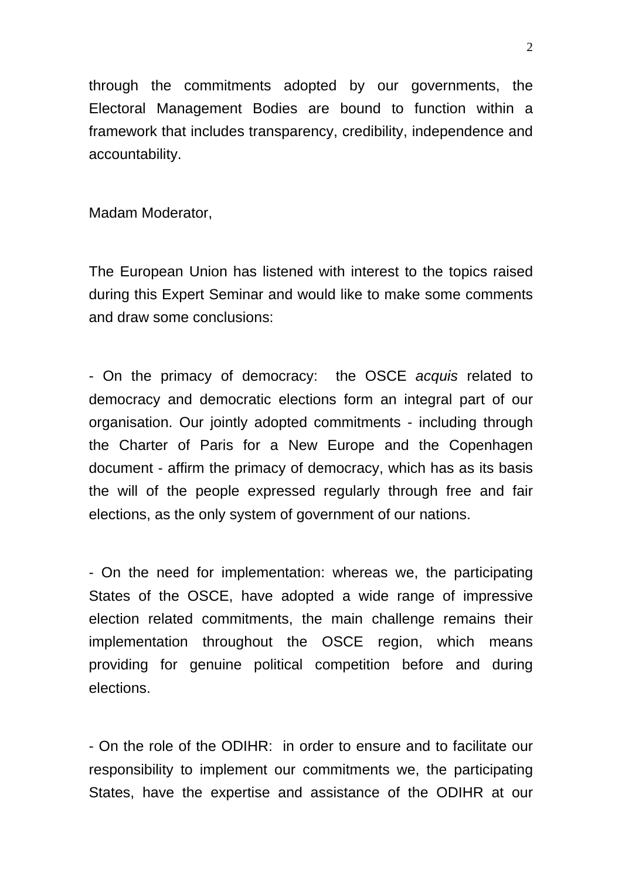through the commitments adopted by our governments, the Electoral Management Bodies are bound to function within a framework that includes transparency, credibility, independence and accountability.

Madam Moderator,

The European Union has listened with interest to the topics raised during this Expert Seminar and would like to make some comments and draw some conclusions:

- On the primacy of democracy: the OSCE *acquis* related to democracy and democratic elections form an integral part of our organisation. Our jointly adopted commitments - including through the Charter of Paris for a New Europe and the Copenhagen document - affirm the primacy of democracy, which has as its basis the will of the people expressed regularly through free and fair elections, as the only system of government of our nations.

- On the need for implementation: whereas we, the participating States of the OSCE, have adopted a wide range of impressive election related commitments, the main challenge remains their implementation throughout the OSCE region, which means providing for genuine political competition before and during elections.

- On the role of the ODIHR: in order to ensure and to facilitate our responsibility to implement our commitments we, the participating States, have the expertise and assistance of the ODIHR at our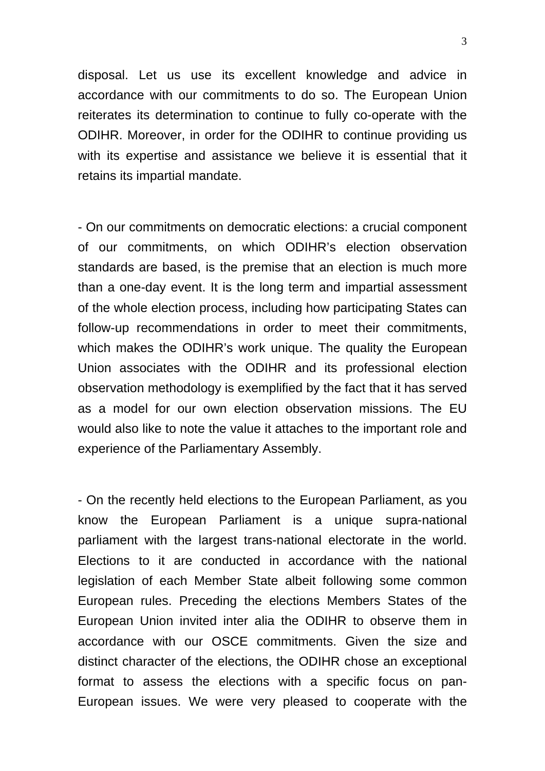disposal. Let us use its excellent knowledge and advice in accordance with our commitments to do so. The European Union reiterates its determination to continue to fully co-operate with the ODIHR. Moreover, in order for the ODIHR to continue providing us with its expertise and assistance we believe it is essential that it retains its impartial mandate.

- On our commitments on democratic elections: a crucial component of our commitments, on which ODIHR's election observation standards are based, is the premise that an election is much more than a one-day event. It is the long term and impartial assessment of the whole election process, including how participating States can follow-up recommendations in order to meet their commitments, which makes the ODIHR's work unique. The quality the European Union associates with the ODIHR and its professional election observation methodology is exemplified by the fact that it has served as a model for our own election observation missions. The EU would also like to note the value it attaches to the important role and experience of the Parliamentary Assembly.

- On the recently held elections to the European Parliament, as you know the European Parliament is a unique supra-national parliament with the largest trans-national electorate in the world. Elections to it are conducted in accordance with the national legislation of each Member State albeit following some common European rules. Preceding the elections Members States of the European Union invited inter alia the ODIHR to observe them in accordance with our OSCE commitments. Given the size and distinct character of the elections, the ODIHR chose an exceptional format to assess the elections with a specific focus on pan-European issues. We were very pleased to cooperate with the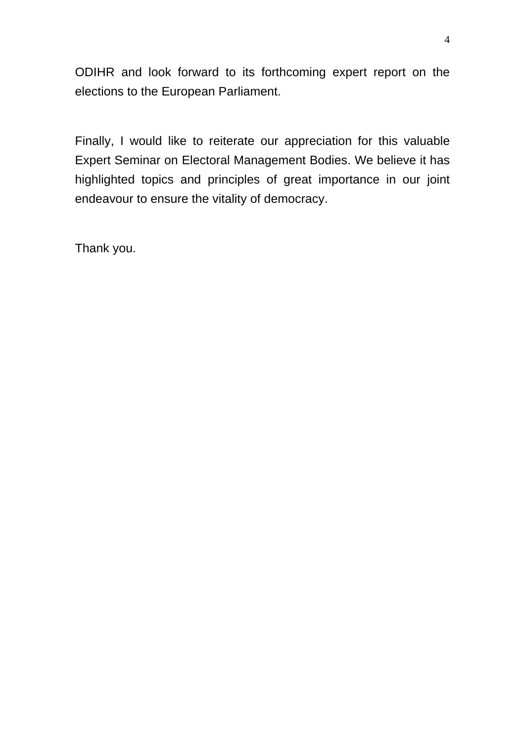ODIHR and look forward to its forthcoming expert report on the elections to the European Parliament.

Finally, I would like to reiterate our appreciation for this valuable Expert Seminar on Electoral Management Bodies. We believe it has highlighted topics and principles of great importance in our joint endeavour to ensure the vitality of democracy.

Thank you.